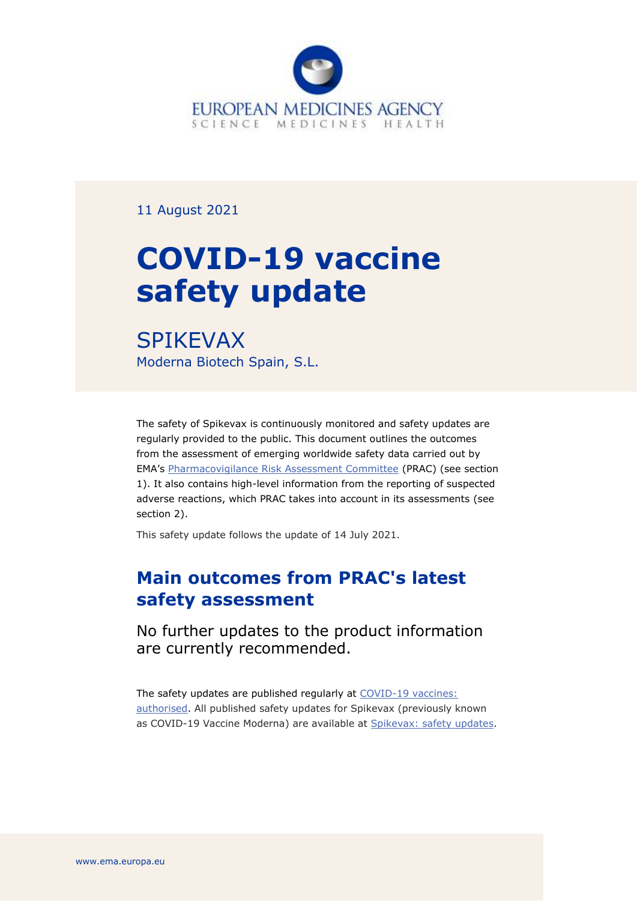EUROPEAN MEDICINES AGENCY
SCIENCE MEDICINES HEALTH

11 August 2021

# COVID-19 vaccine safety update

## SPIKEVAX

Moderna Biotech Spain, S.L.

The safety of Spikevax is continuously monitored and safety updates are regularly provided to the public. This document outlines the outcomes from the assessment of emerging worldwide safety data carried out by EMA's Pharmacovigilance Risk Assessment Committee (PRAC) (see section 1). It also contains high-level information from the reporting of suspected adverse reactions, which PRAC takes into account in its assessments (see section 2).

This safety update follows the update of 14 July 2021.

## Main outcomes from PRAC's latest safety assessment

No further updates to the product information are currently recommended.

The safety updates are published regularly at COVID-19 vaccines: authorised. All published safety updates for Spikevax (previously known as COVID-19 Vaccine Moderna) are available at Spikevax: safety updates.

www.ema.europa.eu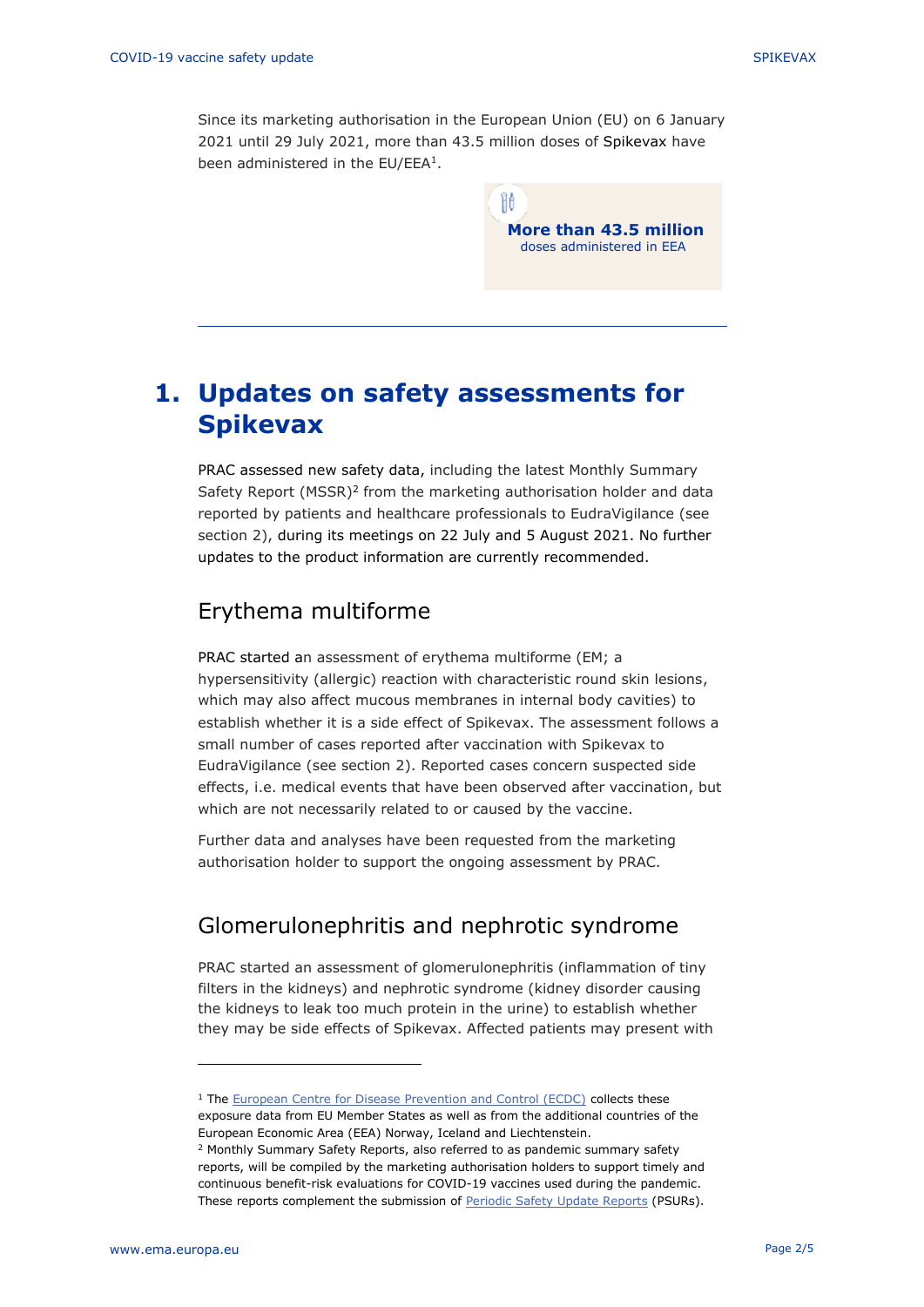Since its marketing authorisation in the European Union (EU) on 6 January 2021 until 29 July 2021, more than 43.5 million doses of Spikevax have been administered in the EU/EEA[1].

**More than 43.5 million**
doses administered in EEA

---

# 1. Updates on safety assessments for Spikevax

PRAC assessed new safety data, including the latest Monthly Summary Safety Report (MSSR)[2] from the marketing authorisation holder and data reported by patients and healthcare professionals to EudraVigilance (see section 2), during its meetings on 22 July and 5 August 2021. No further updates to the product information are currently recommended.

## Erythema multiforme

PRAC started an assessment of erythema multiforme (EM; a hypersensitivity (allergic) reaction with characteristic round skin lesions, which may also affect mucous membranes in internal body cavities) to establish whether it is a side effect of Spikevax. The assessment follows a small number of cases reported after vaccination with Spikevax to EudraVigilance (see section 2). Reported cases concern suspected side effects, i.e. medical events that have been observed after vaccination, but which are not necessarily related to or caused by the vaccine.

Further data and analyses have been requested from the marketing authorisation holder to support the ongoing assessment by PRAC.

## Glomerulonephritis and nephrotic syndrome

PRAC started an assessment of glomerulonephritis (inflammation of tiny filters in the kidneys) and nephrotic syndrome (kidney disorder causing the kidneys to leak too much protein in the urine) to establish whether they may be side effects of Spikevax. Affected patients may present with

---

[1] The European Centre for Disease Prevention and Control (ECDC) collects these exposure data from EU Member States as well as from the additional countries of the European Economic Area (EEA) Norway, Iceland and Liechtenstein.

[2] Monthly Summary Safety Reports, also referred to as pandemic summary safety reports, will be compiled by the marketing authorisation holders to support timely and continuous benefit-risk evaluations for COVID-19 vaccines used during the pandemic. These reports complement the submission of Periodic Safety Update Reports (PSURs).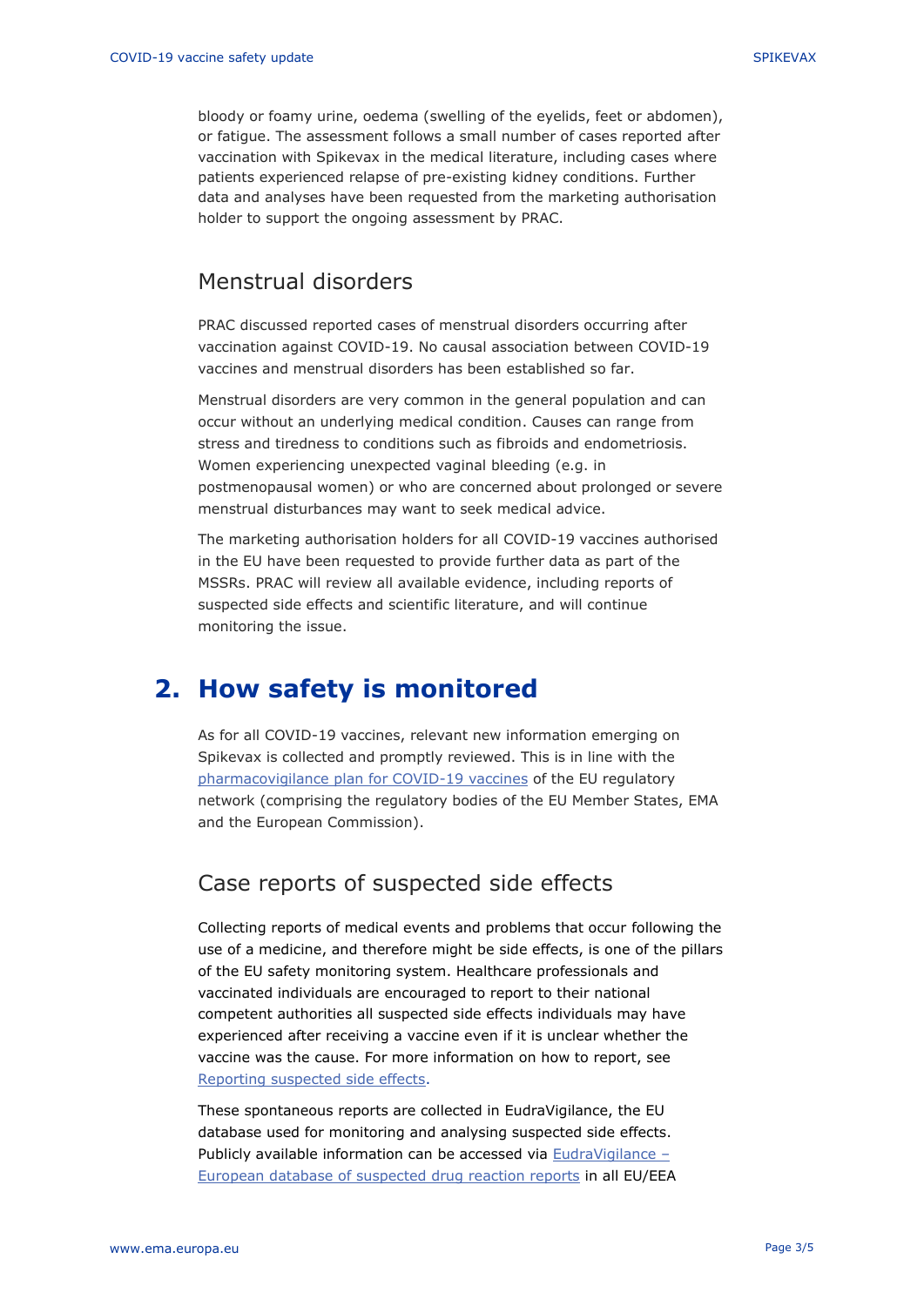bloody or foamy urine, oedema (swelling of the eyelids, feet or abdomen), or fatigue. The assessment follows a small number of cases reported after vaccination with Spikevax in the medical literature, including cases where patients experienced relapse of pre-existing kidney conditions. Further data and analyses have been requested from the marketing authorisation holder to support the ongoing assessment by PRAC.

### Menstrual disorders

PRAC discussed reported cases of menstrual disorders occurring after vaccination against COVID-19. No causal association between COVID-19 vaccines and menstrual disorders has been established so far.

Menstrual disorders are very common in the general population and can occur without an underlying medical condition. Causes can range from stress and tiredness to conditions such as fibroids and endometriosis. Women experiencing unexpected vaginal bleeding (e.g. in postmenopausal women) or who are concerned about prolonged or severe menstrual disturbances may want to seek medical advice.

The marketing authorisation holders for all COVID-19 vaccines authorised in the EU have been requested to provide further data as part of the MSSRs. PRAC will review all available evidence, including reports of suspected side effects and scientific literature, and will continue monitoring the issue.

## 2. How safety is monitored

As for all COVID-19 vaccines, relevant new information emerging on Spikevax is collected and promptly reviewed. This is in line with the pharmacovigilance plan for COVID-19 vaccines of the EU regulatory network (comprising the regulatory bodies of the EU Member States, EMA and the European Commission).

### Case reports of suspected side effects

Collecting reports of medical events and problems that occur following the use of a medicine, and therefore might be side effects, is one of the pillars of the EU safety monitoring system. Healthcare professionals and vaccinated individuals are encouraged to report to their national competent authorities all suspected side effects individuals may have experienced after receiving a vaccine even if it is unclear whether the vaccine was the cause. For more information on how to report, see Reporting suspected side effects.

These spontaneous reports are collected in EudraVigilance, the EU database used for monitoring and analysing suspected side effects. Publicly available information can be accessed via EudraVigilance – European database of suspected drug reaction reports in all EU/EEA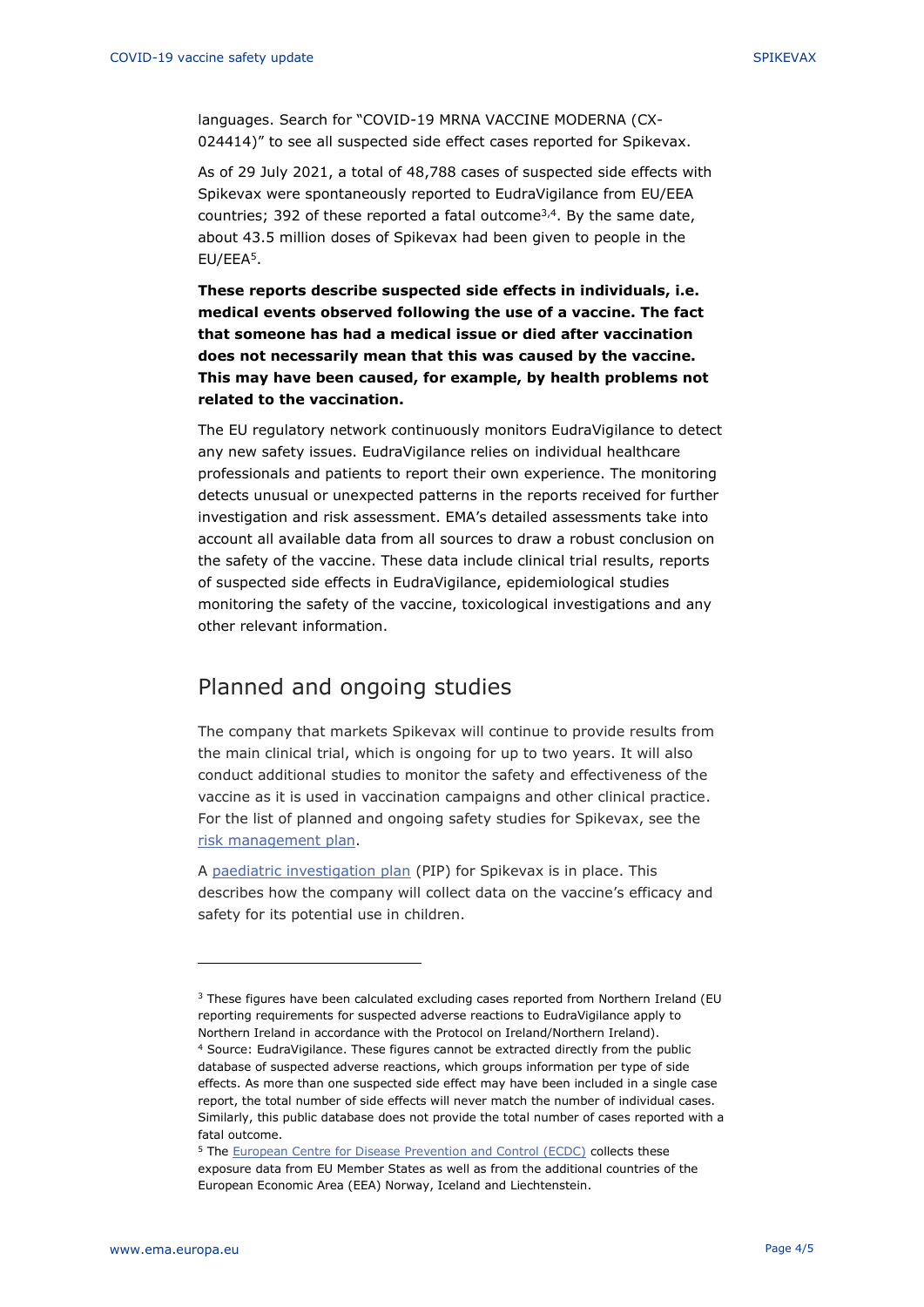languages. Search for "COVID-19 MRNA VACCINE MODERNA (CX-024414)" to see all suspected side effect cases reported for Spikevax.

As of 29 July 2021, a total of 48,788 cases of suspected side effects with Spikevax were spontaneously reported to EudraVigilance from EU/EEA countries; 392 of these reported a fatal outcome[3,4]. By the same date, about 43.5 million doses of Spikevax had been given to people in the EU/EEA[5].

**These reports describe suspected side effects in individuals, i.e. medical events observed following the use of a vaccine. The fact that someone has had a medical issue or died after vaccination does not necessarily mean that this was caused by the vaccine. This may have been caused, for example, by health problems not related to the vaccination.**

The EU regulatory network continuously monitors EudraVigilance to detect any new safety issues. EudraVigilance relies on individual healthcare professionals and patients to report their own experience. The monitoring detects unusual or unexpected patterns in the reports received for further investigation and risk assessment. EMA's detailed assessments take into account all available data from all sources to draw a robust conclusion on the safety of the vaccine. These data include clinical trial results, reports of suspected side effects in EudraVigilance, epidemiological studies monitoring the safety of the vaccine, toxicological investigations and any other relevant information.

## Planned and ongoing studies

The company that markets Spikevax will continue to provide results from the main clinical trial, which is ongoing for up to two years. It will also conduct additional studies to monitor the safety and effectiveness of the vaccine as it is used in vaccination campaigns and other clinical practice. For the list of planned and ongoing safety studies for Spikevax, see the risk management plan.

A paediatric investigation plan (PIP) for Spikevax is in place. This describes how the company will collect data on the vaccine's efficacy and safety for its potential use in children.

---

[3] These figures have been calculated excluding cases reported from Northern Ireland (EU reporting requirements for suspected adverse reactions to EudraVigilance apply to Northern Ireland in accordance with the Protocol on Ireland/Northern Ireland).

[4] Source: EudraVigilance. These figures cannot be extracted directly from the public database of suspected adverse reactions, which groups information per type of side effects. As more than one suspected side effect may have been included in a single case report, the total number of side effects will never match the number of individual cases. Similarly, this public database does not provide the total number of cases reported with a fatal outcome.

[5] The European Centre for Disease Prevention and Control (ECDC) collects these exposure data from EU Member States as well as from the additional countries of the European Economic Area (EEA) Norway, Iceland and Liechtenstein.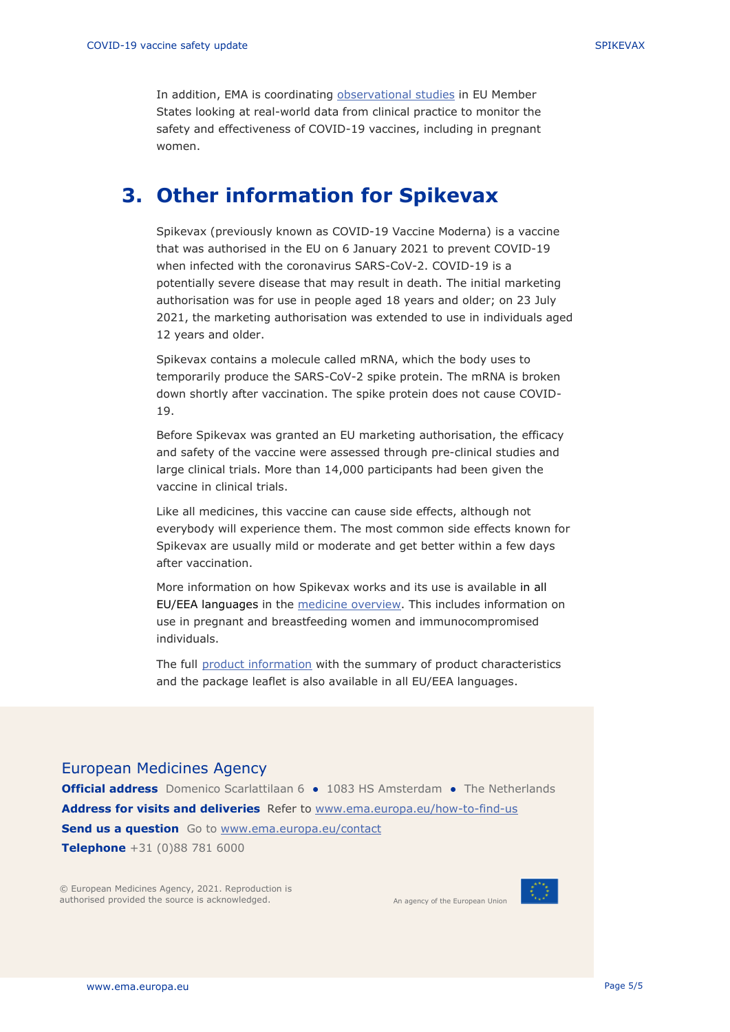In addition, EMA is coordinating observational studies in EU Member States looking at real-world data from clinical practice to monitor the safety and effectiveness of COVID-19 vaccines, including in pregnant women.

## 3. Other information for Spikevax

Spikevax (previously known as COVID-19 Vaccine Moderna) is a vaccine that was authorised in the EU on 6 January 2021 to prevent COVID-19 when infected with the coronavirus SARS-CoV-2. COVID-19 is a potentially severe disease that may result in death. The initial marketing authorisation was for use in people aged 18 years and older; on 23 July 2021, the marketing authorisation was extended to use in individuals aged 12 years and older.

Spikevax contains a molecule called mRNA, which the body uses to temporarily produce the SARS-CoV-2 spike protein. The mRNA is broken down shortly after vaccination. The spike protein does not cause COVID-19.

Before Spikevax was granted an EU marketing authorisation, the efficacy and safety of the vaccine were assessed through pre-clinical studies and large clinical trials. More than 14,000 participants had been given the vaccine in clinical trials.

Like all medicines, this vaccine can cause side effects, although not everybody will experience them. The most common side effects known for Spikevax are usually mild or moderate and get better within a few days after vaccination.

More information on how Spikevax works and its use is available in all EU/EEA languages in the medicine overview. This includes information on use in pregnant and breastfeeding women and immunocompromised individuals.

The full product information with the summary of product characteristics and the package leaflet is also available in all EU/EEA languages.

European Medicines Agency

**Official address** Domenico Scarlattilaan 6 • 1083 HS Amsterdam • The Netherlands

**Address for visits and deliveries** Refer to www.ema.europa.eu/how-to-find-us

**Send us a question** Go to www.ema.europa.eu/contact

**Telephone** +31 (0)88 781 6000

© European Medicines Agency, 2021. Reproduction is authorised provided the source is acknowledged.

An agency of the European Union